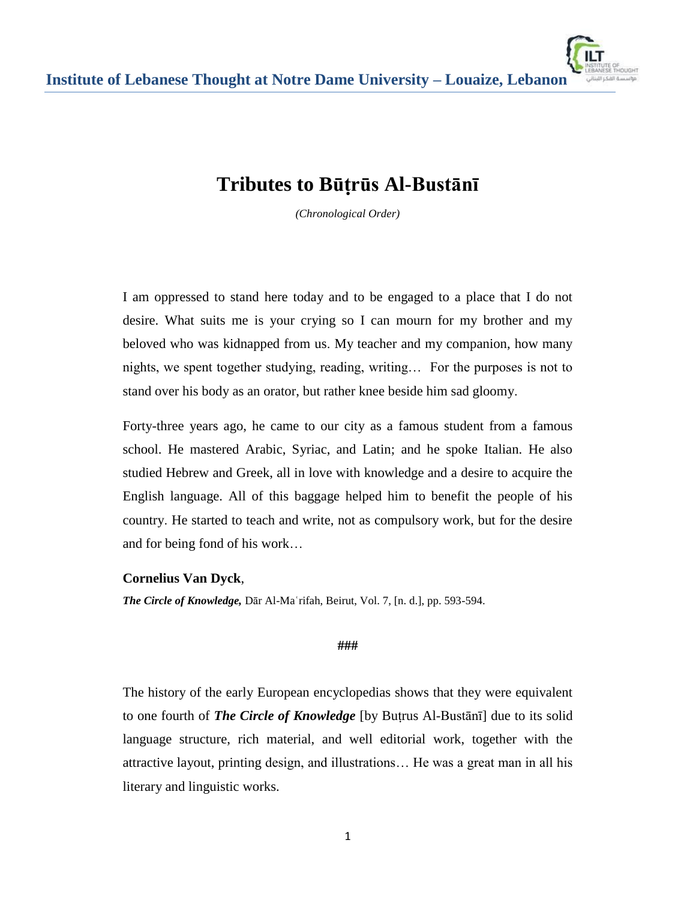# Tributes to Būṭrūs Al-Bustānī

*(Chronological Order)*

I am oppressed to stand here today and to be engaged to a place that I do not desire. What suits me is your crying so I can mourn for my brother and my beloved who was kidnapped from us. My teacher and my companion, how many nights, we spent together studying, reading, writing… For the purposes is not to stand over his body as an orator, but rather knee beside him sad gloomy.

Forty-three years ago, he came to our city as a famous student from a famous school. He mastered Arabic, Syriac, and Latin; and he spoke Italian. He also studied Hebrew and Greek, all in love with knowledge and a desire to acquire the English language. All of this baggage helped him to benefit the people of his country. He started to teach and write, not as compulsory work, but for the desire and for being fond of his work…

**Cornelius Van Dyck**,

***The Circle of Knowledge,*** Dār Al-Maʿrifah, Beirut, Vol. 7, [n. d.], pp. 593-594.

###

The history of the early European encyclopedias shows that they were equivalent to one fourth of ***The Circle of Knowledge*** [by Buṭrus Al-Bustānī] due to its solid language structure, rich material, and well editorial work, together with the attractive layout, printing design, and illustrations… He was a great man in all his literary and linguistic works.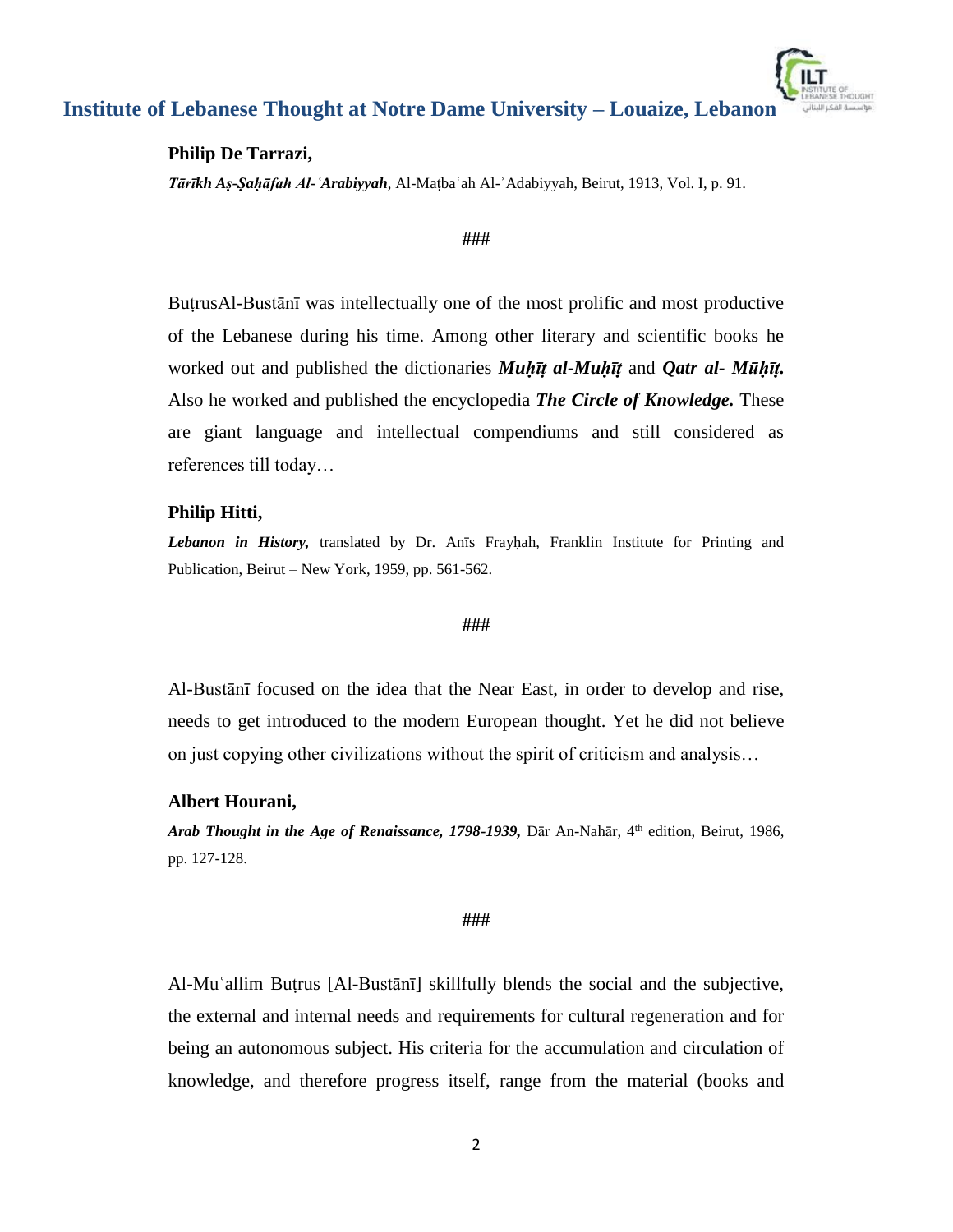**Philip De Tarrazi,**

***Tārīkh Aṣ-Ṣaḥāfah Al-ʿArabiyyah***, Al-Maṭbaʿah Al-ʾAdabiyyah, Beirut, 1913, Vol. I, p. 91.

###

BuṭrusAl-Bustānī was intellectually one of the most prolific and most productive of the Lebanese during his time. Among other literary and scientific books he worked out and published the dictionaries ***Muḥīṭ al-Muḥīṭ*** and ***Qatr al- Mūḥīṭ.*** Also he worked and published the encyclopedia ***The Circle of Knowledge.*** These are giant language and intellectual compendiums and still considered as references till today…

**Philip Hitti,**

***Lebanon in History,*** translated by Dr. Anīs Frayḥah, Franklin Institute for Printing and Publication, Beirut – New York, 1959, pp. 561-562.

###

Al-Bustānī focused on the idea that the Near East, in order to develop and rise, needs to get introduced to the modern European thought. Yet he did not believe on just copying other civilizations without the spirit of criticism and analysis…

**Albert Hourani,**

***Arab Thought in the Age of Renaissance, 1798-1939,*** Dār An-Nahār, 4th edition, Beirut, 1986, pp. 127-128.

###

Al-Muʿallim Buṭrus [Al-Bustānī] skillfully blends the social and the subjective, the external and internal needs and requirements for cultural regeneration and for being an autonomous subject. His criteria for the accumulation and circulation of knowledge, and therefore progress itself, range from the material (books and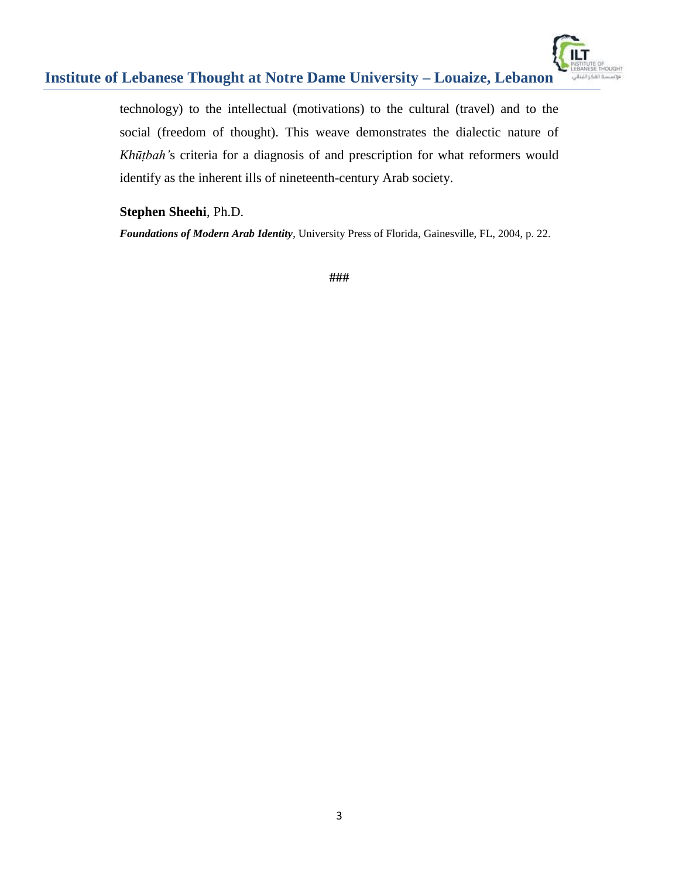technology) to the intellectual (motivations) to the cultural (travel) and to the social (freedom of thought). This weave demonstrates the dialectic nature of *Khūṭbah'*s criteria for a diagnosis of and prescription for what reformers would identify as the inherent ills of nineteenth-century Arab society.

**Stephen Sheehi**, Ph.D.

***Foundations of Modern Arab Identity***, University Press of Florida, Gainesville, FL, 2004, p. 22.

**###**